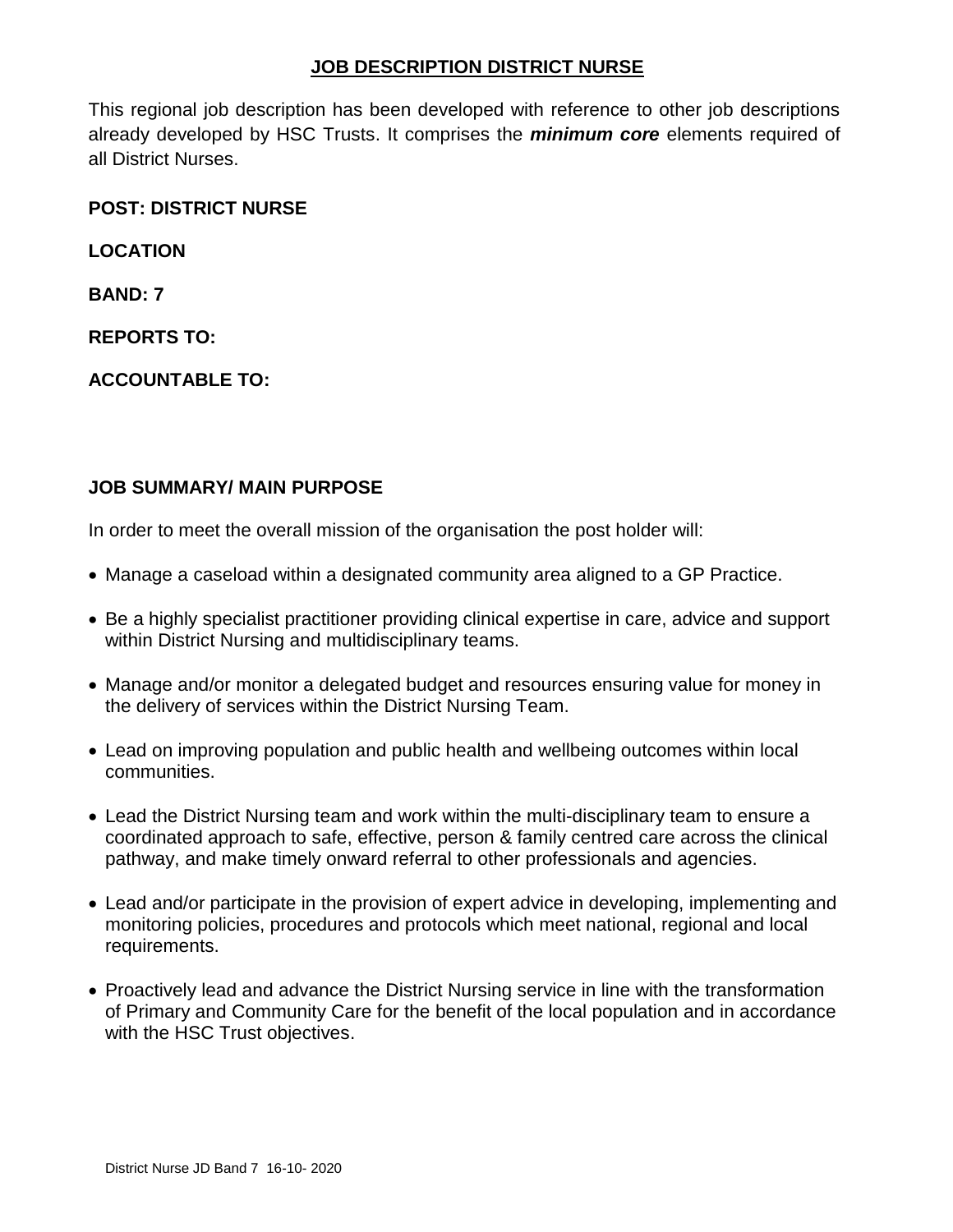# JOB DESCRIPTION DISTRICT NURSE

This regional job description has been developed with reference to other job descriptions already developed by HSC Trusts. It comprises the ***minimum core*** elements required of all District Nurses.

**POST: DISTRICT NURSE**

**LOCATION**

**BAND: 7**

**REPORTS TO:**

**ACCOUNTABLE TO:**

## JOB SUMMARY/ MAIN PURPOSE

In order to meet the overall mission of the organisation the post holder will:

- Manage a caseload within a designated community area aligned to a GP Practice.
- Be a highly specialist practitioner providing clinical expertise in care, advice and support within District Nursing and multidisciplinary teams.
- Manage and/or monitor a delegated budget and resources ensuring value for money in the delivery of services within the District Nursing Team.
- Lead on improving population and public health and wellbeing outcomes within local communities.
- Lead the District Nursing team and work within the multi-disciplinary team to ensure a coordinated approach to safe, effective, person & family centred care across the clinical pathway, and make timely onward referral to other professionals and agencies.
- Lead and/or participate in the provision of expert advice in developing, implementing and monitoring policies, procedures and protocols which meet national, regional and local requirements.
- Proactively lead and advance the District Nursing service in line with the transformation of Primary and Community Care for the benefit of the local population and in accordance with the HSC Trust objectives.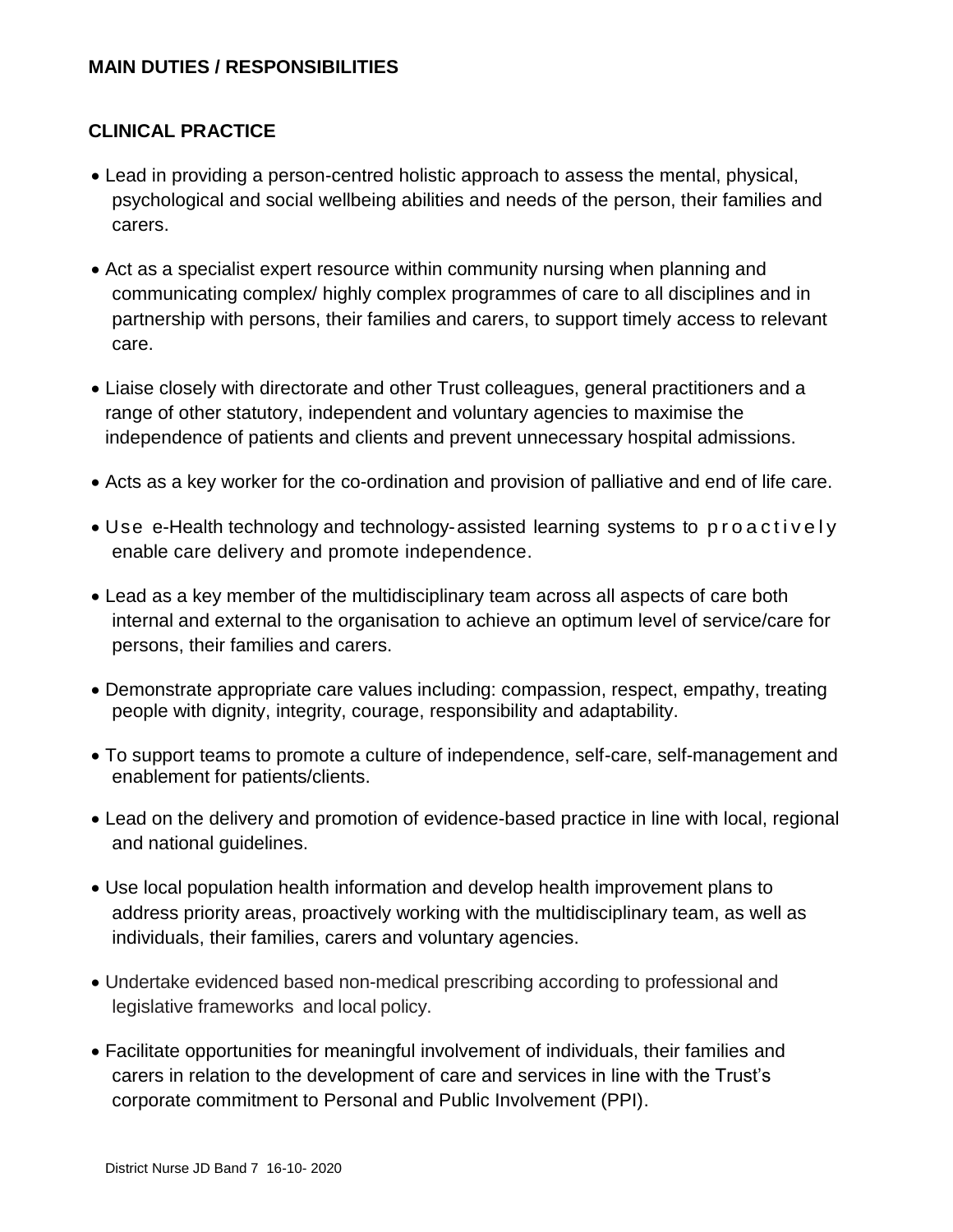## MAIN DUTIES / RESPONSIBILITIES

### CLINICAL PRACTICE

- Lead in providing a person-centred holistic approach to assess the mental, physical, psychological and social wellbeing abilities and needs of the person, their families and carers.
- Act as a specialist expert resource within community nursing when planning and communicating complex/ highly complex programmes of care to all disciplines and in partnership with persons, their families and carers, to support timely access to relevant care.
- Liaise closely with directorate and other Trust colleagues, general practitioners and a range of other statutory, independent and voluntary agencies to maximise the independence of patients and clients and prevent unnecessary hospital admissions.
- Acts as a key worker for the co-ordination and provision of palliative and end of life care.
- Use e-Health technology and technology-assisted learning systems to proactively enable care delivery and promote independence.
- Lead as a key member of the multidisciplinary team across all aspects of care both internal and external to the organisation to achieve an optimum level of service/care for persons, their families and carers.
- Demonstrate appropriate care values including: compassion, respect, empathy, treating people with dignity, integrity, courage, responsibility and adaptability.
- To support teams to promote a culture of independence, self-care, self-management and enablement for patients/clients.
- Lead on the delivery and promotion of evidence-based practice in line with local, regional and national guidelines.
- Use local population health information and develop health improvement plans to address priority areas, proactively working with the multidisciplinary team, as well as individuals, their families, carers and voluntary agencies.
- Undertake evidenced based non-medical prescribing according to professional and legislative frameworks and local policy.
- Facilitate opportunities for meaningful involvement of individuals, their families and carers in relation to the development of care and services in line with the Trust's corporate commitment to Personal and Public Involvement (PPI).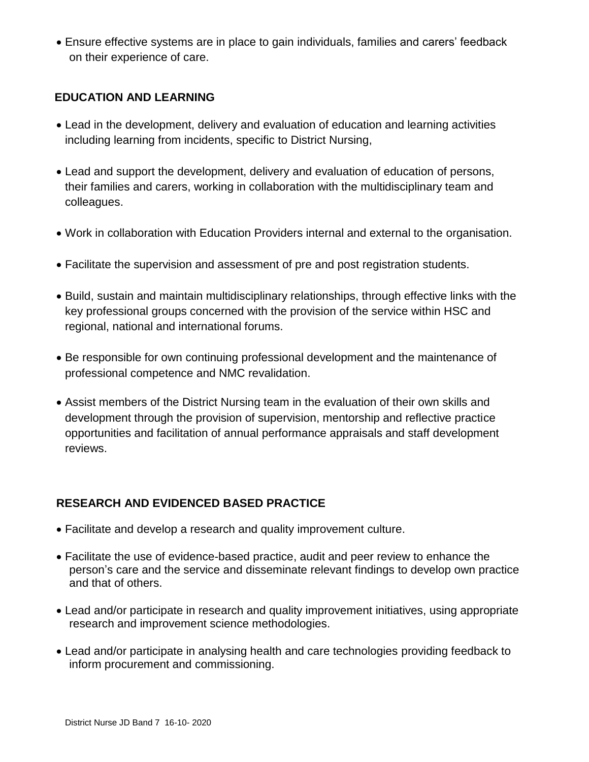- Ensure effective systems are in place to gain individuals, families and carers' feedback on their experience of care.

## EDUCATION AND LEARNING

- Lead in the development, delivery and evaluation of education and learning activities including learning from incidents, specific to District Nursing,
- Lead and support the development, delivery and evaluation of education of persons, their families and carers, working in collaboration with the multidisciplinary team and colleagues.
- Work in collaboration with Education Providers internal and external to the organisation.
- Facilitate the supervision and assessment of pre and post registration students.
- Build, sustain and maintain multidisciplinary relationships, through effective links with the key professional groups concerned with the provision of the service within HSC and regional, national and international forums.
- Be responsible for own continuing professional development and the maintenance of professional competence and NMC revalidation.
- Assist members of the District Nursing team in the evaluation of their own skills and development through the provision of supervision, mentorship and reflective practice opportunities and facilitation of annual performance appraisals and staff development reviews.

## RESEARCH AND EVIDENCED BASED PRACTICE

- Facilitate and develop a research and quality improvement culture.
- Facilitate the use of evidence-based practice, audit and peer review to enhance the person's care and the service and disseminate relevant findings to develop own practice and that of others.
- Lead and/or participate in research and quality improvement initiatives, using appropriate research and improvement science methodologies.
- Lead and/or participate in analysing health and care technologies providing feedback to inform procurement and commissioning.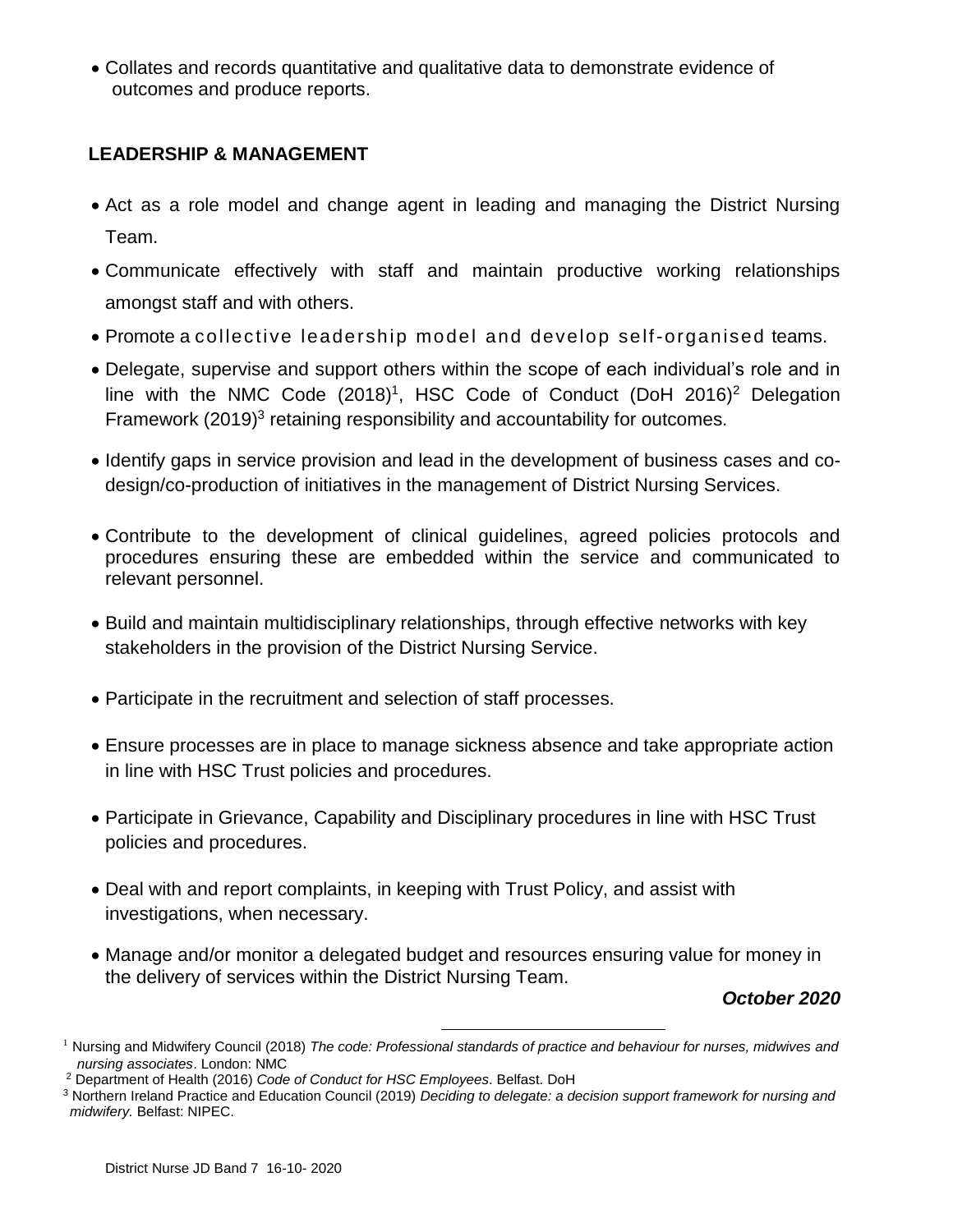- Collates and records quantitative and qualitative data to demonstrate evidence of outcomes and produce reports.

**LEADERSHIP & MANAGEMENT**

- Act as a role model and change agent in leading and managing the District Nursing Team.
- Communicate effectively with staff and maintain productive working relationships amongst staff and with others.
- Promote a collective leadership model and develop self-organised teams.
- Delegate, supervise and support others within the scope of each individual's role and in line with the NMC Code (2018)[1], HSC Code of Conduct (DoH 2016)[2] Delegation Framework (2019)[3] retaining responsibility and accountability for outcomes.
- Identify gaps in service provision and lead in the development of business cases and co-design/co-production of initiatives in the management of District Nursing Services.
- Contribute to the development of clinical guidelines, agreed policies protocols and procedures ensuring these are embedded within the service and communicated to relevant personnel.
- Build and maintain multidisciplinary relationships, through effective networks with key stakeholders in the provision of the District Nursing Service.
- Participate in the recruitment and selection of staff processes.
- Ensure processes are in place to manage sickness absence and take appropriate action in line with HSC Trust policies and procedures.
- Participate in Grievance, Capability and Disciplinary procedures in line with HSC Trust policies and procedures.
- Deal with and report complaints, in keeping with Trust Policy, and assist with investigations, when necessary.
- Manage and/or monitor a delegated budget and resources ensuring value for money in the delivery of services within the District Nursing Team.

***October 2020***

---

[1] Nursing and Midwifery Council (2018) *The code: Professional standards of practice and behaviour for nurses, midwives and nursing associates*. London: NMC

[2] Department of Health (2016) *Code of Conduct for HSC Employees*. Belfast. DoH

[3] Northern Ireland Practice and Education Council (2019) *Deciding to delegate: a decision support framework for nursing and midwifery.* Belfast: NIPEC.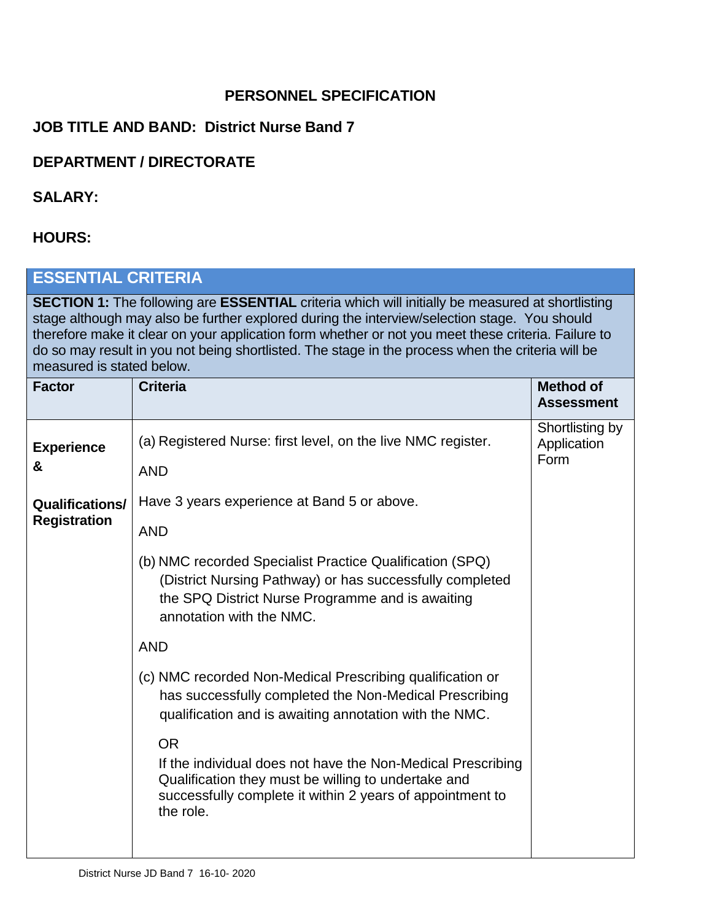## PERSONNEL SPECIFICATION

**JOB TITLE AND BAND: District Nurse Band 7**

**DEPARTMENT / DIRECTORATE**

**SALARY:**

**HOURS:**

| ESSENTIAL CRITERIA | | |
|---|---|---|
| **SECTION 1:** The following are **ESSENTIAL** criteria which will initially be measured at shortlisting stage although may also be further explored during the interview/selection stage. You should therefore make it clear on your application form whether or not you meet these criteria. Failure to do so may result in you not being shortlisted. The stage in the process when the criteria will be measured is stated below. | | |
| **Factor** | **Criteria** | **Method of Assessment** |
| **Experience & Qualifications/ Registration** | (a) Registered Nurse: first level, on the live NMC register.<br><br>AND<br><br>Have 3 years experience at Band 5 or above.<br><br>AND<br><br>(b) NMC recorded Specialist Practice Qualification (SPQ) (District Nursing Pathway) or has successfully completed the SPQ District Nurse Programme and is awaiting annotation with the NMC.<br><br>AND<br><br>(c) NMC recorded Non-Medical Prescribing qualification or has successfully completed the Non-Medical Prescribing qualification and is awaiting annotation with the NMC.<br><br>OR<br><br>If the individual does not have the Non-Medical Prescribing Qualification they must be willing to undertake and successfully complete it within 2 years of appointment to the role. | Shortlisting by Application Form |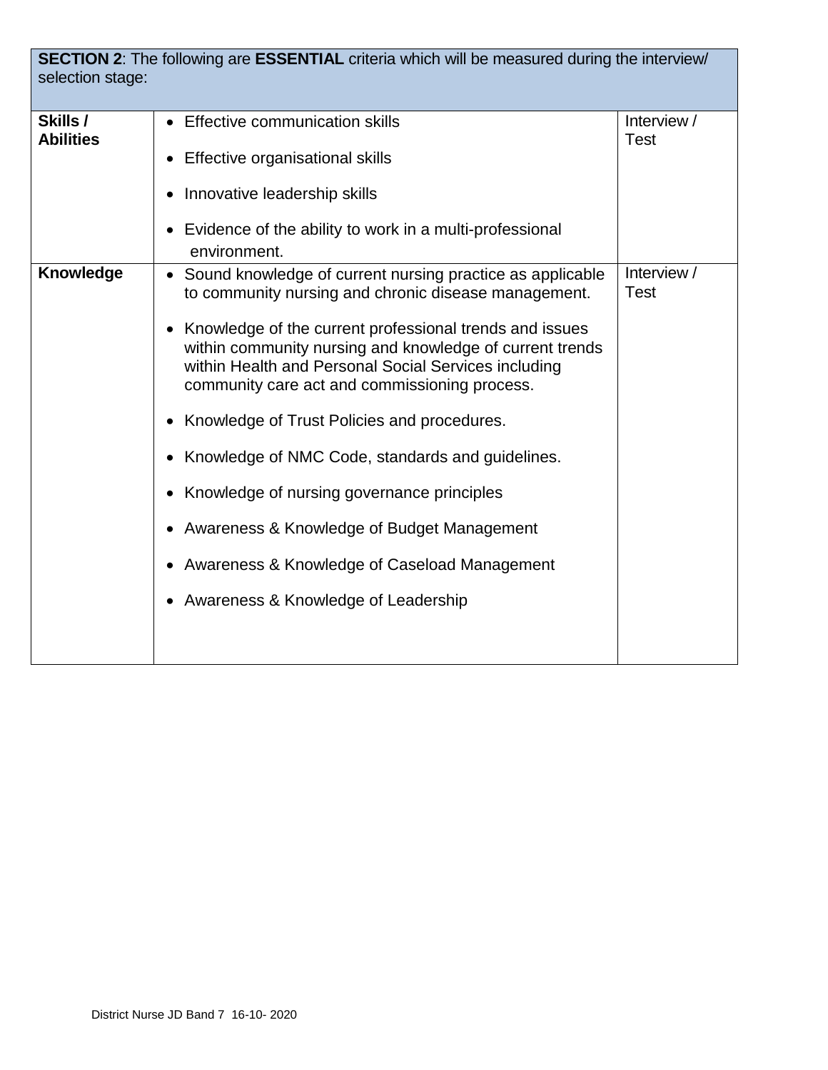| **SECTION 2**: The following are **ESSENTIAL** criteria which will be measured during the interview/ selection stage: | | |
|---|---|---|
| **Skills / Abilities** | • Effective communication skills<br>• Effective organisational skills<br>• Innovative leadership skills<br>• Evidence of the ability to work in a multi-professional environment. | Interview / Test |
| **Knowledge** | • Sound knowledge of current nursing practice as applicable to community nursing and chronic disease management.<br>• Knowledge of the current professional trends and issues within community nursing and knowledge of current trends within Health and Personal Social Services including community care act and commissioning process.<br>• Knowledge of Trust Policies and procedures.<br>• Knowledge of NMC Code, standards and guidelines.<br>• Knowledge of nursing governance principles<br>• Awareness & Knowledge of Budget Management<br>• Awareness & Knowledge of Caseload Management<br>• Awareness & Knowledge of Leadership | Interview / Test |